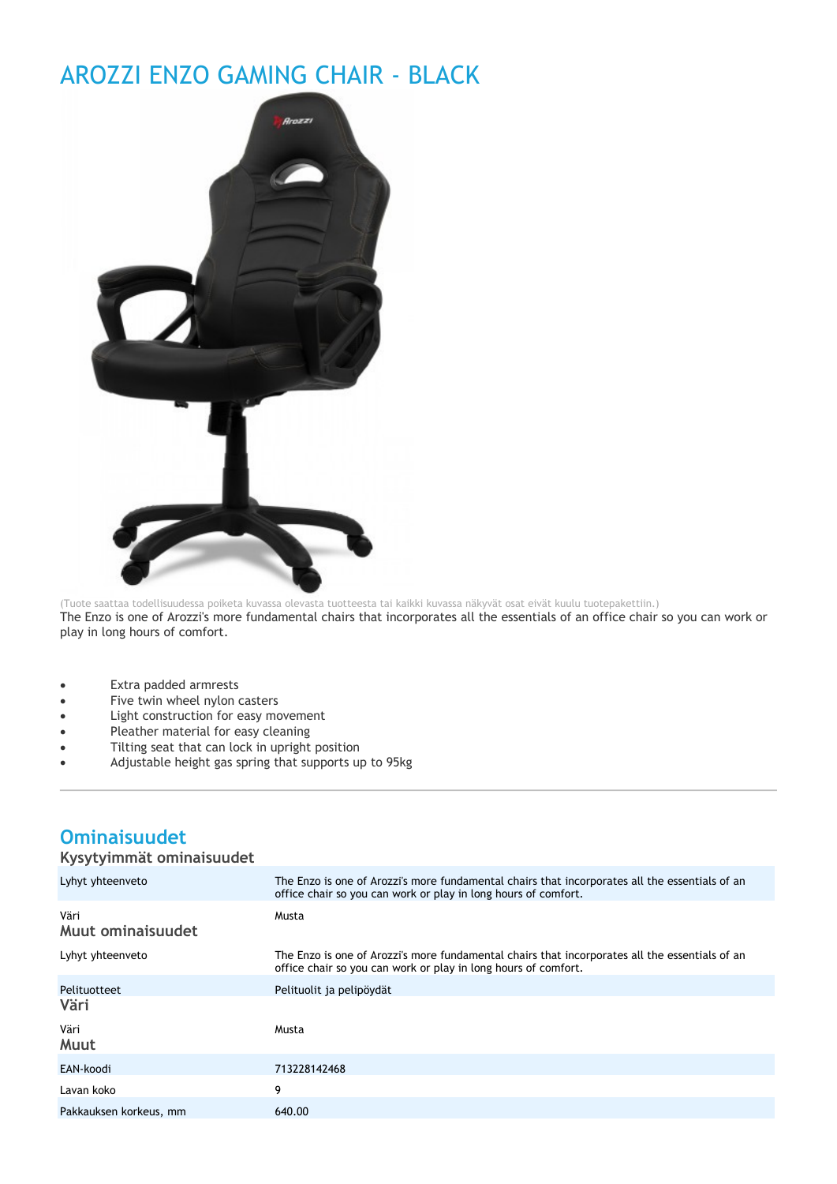# AROZZI ENZO GAMING CHAIR - BLACK

(Tuote saattaa todellisuudessa poiketa kuvassa olevasta tuotteesta tai kaikki kuvassa näkyvät osat eivät kuulu tuotepakettiin.)

The Enzo is one of Arozzi's more fundamental chairs that incorporates all the essentials of an office chair so you can work or play in long hours of comfort.

- Extra padded armrests
- Five twin wheel nylon casters
- Light construction for easy movement
- Pleather material for easy cleaning
- Tilting seat that can lock in upright position
- Adjustable height gas spring that supports up to 95kg

---

## Ominaisuudet

### Kysytyimmät ominaisuudet

| | |
|---|---|
| Lyhyt yhteenveto | The Enzo is one of Arozzi's more fundamental chairs that incorporates all the essentials of an office chair so you can work or play in long hours of comfort. |
| Väri | Musta |

### Muut ominaisuudet

| | |
|---|---|
| Lyhyt yhteenveto | The Enzo is one of Arozzi's more fundamental chairs that incorporates all the essentials of an office chair so you can work or play in long hours of comfort. |
| Pelituotteet | Pelituolit ja pelipöydät |

### Väri

| | |
|---|---|
| Väri | Musta |

### Muut

| | |
|---|---|
| EAN-koodi | 713228142468 |
| Lavan koko | 9 |
| Pakkauksen korkeus, mm | 640.00 |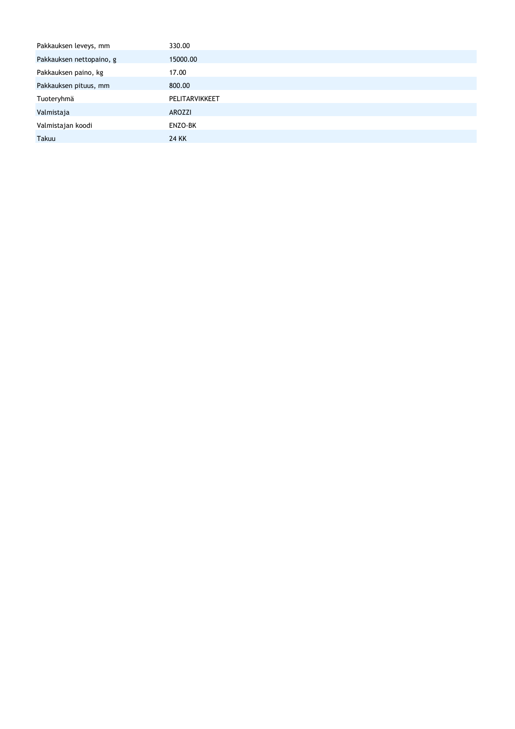| | |
|---|---|
| Pakkauksen leveys, mm | 330.00 |
| Pakkauksen nettopaino, g | 15000.00 |
| Pakkauksen paino, kg | 17.00 |
| Pakkauksen pituus, mm | 800.00 |
| Tuoteryhmä | PELITARVIKKEET |
| Valmistaja | AROZZI |
| Valmistajan koodi | ENZO-BK |
| Takuu | 24 KK |